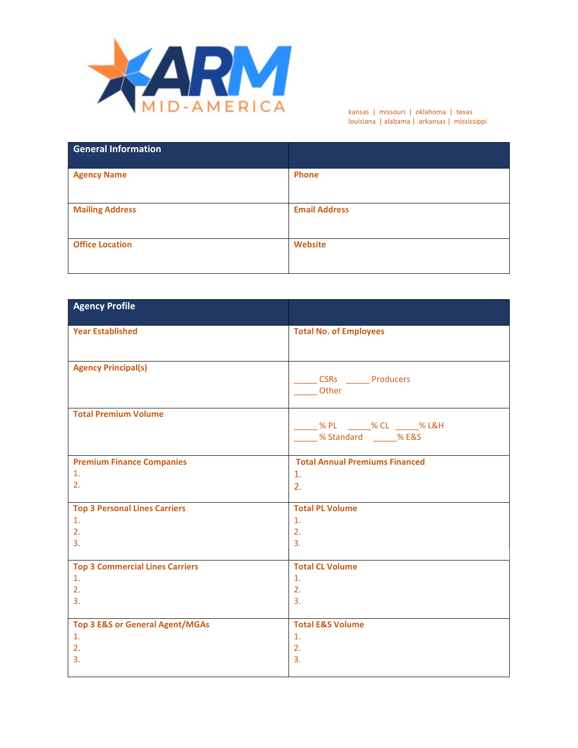ARM MID-AMERICA

kansas | missouri | oklahoma | texas
louisiana | alabama | arkansas | mississippi

| General Information | |
|---|---|
| Agency Name | Phone |
| Mailing Address | Email Address |
| Office Location | Website |

| Agency Profile | |
|---|---|
| Year Established | Total No. of Employees |
| Agency Principal(s) | _____ CSRs _____ Producers<br>_____ Other |
| Total Premium Volume | _____ % PL _____% CL _____% L&H<br>_____ % Standard _____% E&S |
| Premium Finance Companies<br>1.<br>2. | Total Annual Premiums Financed<br>1.<br>2. |
| Top 3 Personal Lines Carriers<br>1.<br>2.<br>3. | Total PL Volume<br>1.<br>2.<br>3. |
| Top 3 Commercial Lines Carriers<br>1.<br>2.<br>3. | Total CL Volume<br>1.<br>2.<br>3. |
| Top 3 E&S or General Agent/MGAs<br>1.<br>2.<br>3. | Total E&S Volume<br>1.<br>2.<br>3. |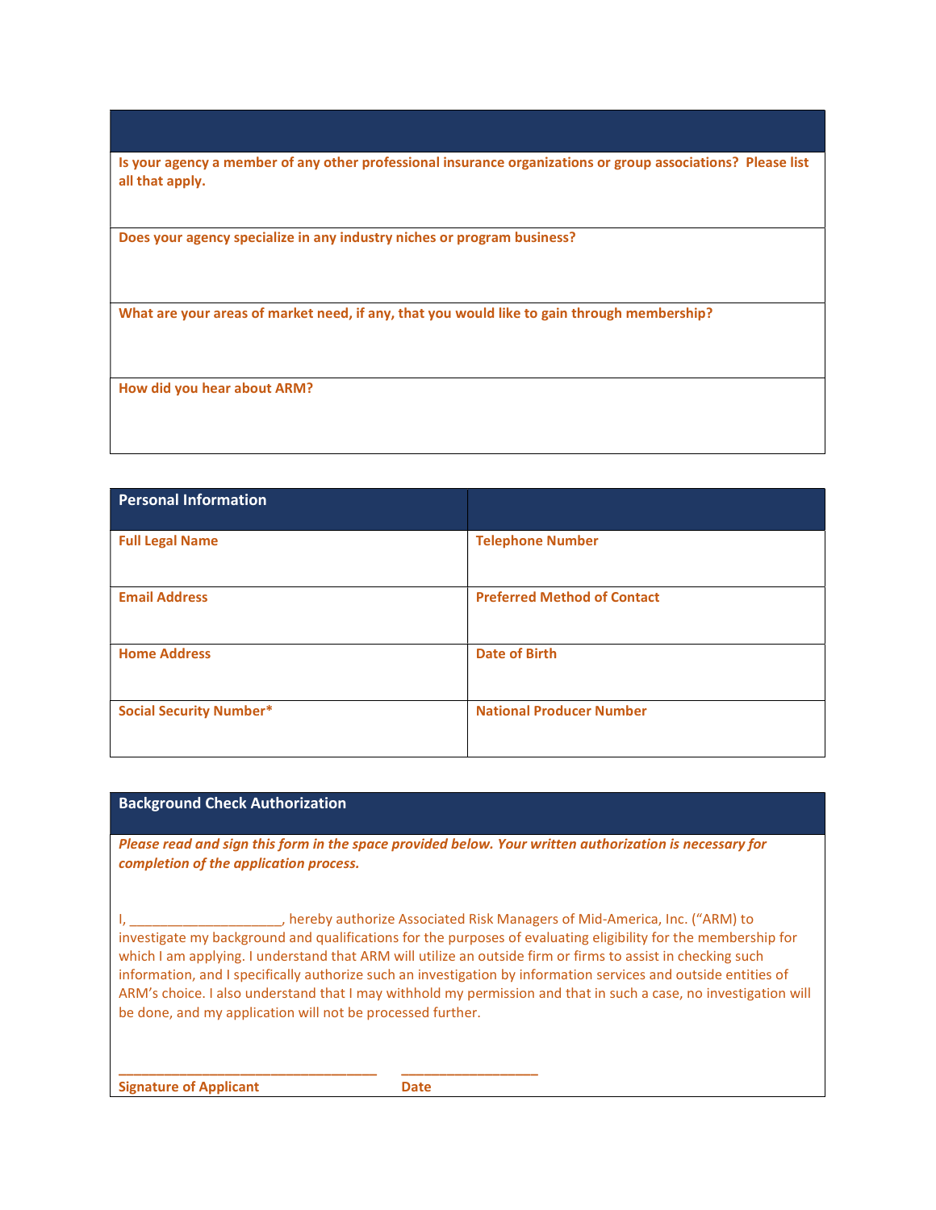| |
|---|
| **Is your agency a member of any other professional insurance organizations or group associations? Please list all that apply.** |
| **Does your agency specialize in any industry niches or program business?** |
| **What are your areas of market need, if any, that you would like to gain through membership?** |
| **How did you hear about ARM?** |

| Personal Information | |
|---|---|
| **Full Legal Name** | **Telephone Number** |
| **Email Address** | **Preferred Method of Contact** |
| **Home Address** | **Date of Birth** |
| **Social Security Number*** | **National Producer Number** |

## Background Check Authorization

***Please read and sign this form in the space provided below. Your written authorization is necessary for completion of the application process.***

I, ____________________, hereby authorize Associated Risk Managers of Mid-America, Inc. ("ARM) to investigate my background and qualifications for the purposes of evaluating eligibility for the membership for which I am applying. I understand that ARM will utilize an outside firm or firms to assist in checking such information, and I specifically authorize such an investigation by information services and outside entities of ARM's choice. I also understand that I may withhold my permission and that in such a case, no investigation will be done, and my application will not be processed further.

___________________________________ ___________________

**Signature of Applicant** **Date**